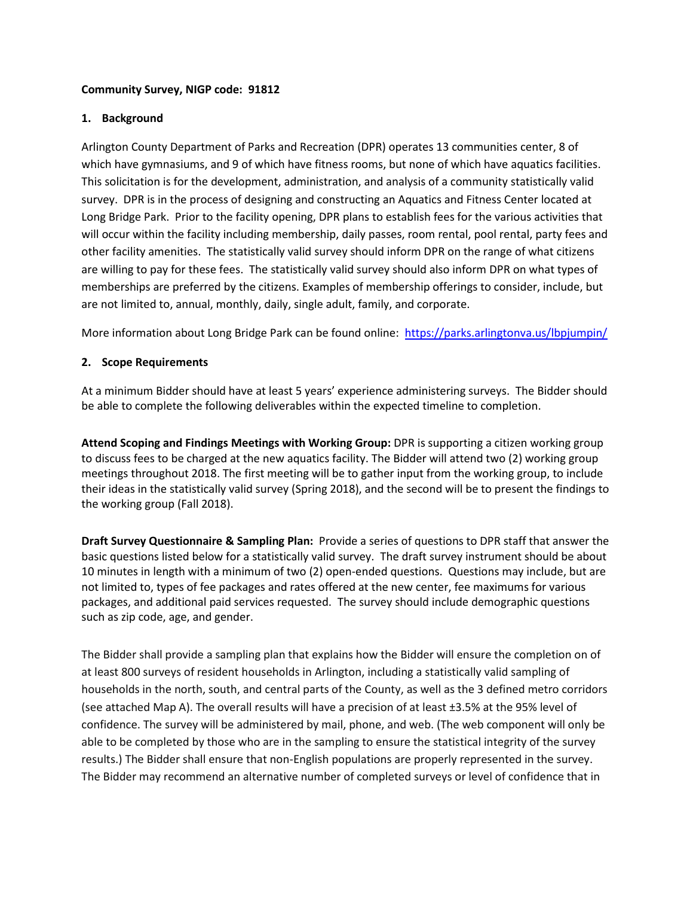**Community Survey, NIGP code: 91812**

## 1. Background

Arlington County Department of Parks and Recreation (DPR) operates 13 communities center, 8 of which have gymnasiums, and 9 of which have fitness rooms, but none of which have aquatics facilities. This solicitation is for the development, administration, and analysis of a community statistically valid survey. DPR is in the process of designing and constructing an Aquatics and Fitness Center located at Long Bridge Park. Prior to the facility opening, DPR plans to establish fees for the various activities that will occur within the facility including membership, daily passes, room rental, pool rental, party fees and other facility amenities. The statistically valid survey should inform DPR on the range of what citizens are willing to pay for these fees. The statistically valid survey should also inform DPR on what types of memberships are preferred by the citizens. Examples of membership offerings to consider, include, but are not limited to, annual, monthly, daily, single adult, family, and corporate.

More information about Long Bridge Park can be found online: https://parks.arlingtonva.us/lbpjumpin/

## 2. Scope Requirements

At a minimum Bidder should have at least 5 years' experience administering surveys. The Bidder should be able to complete the following deliverables within the expected timeline to completion.

**Attend Scoping and Findings Meetings with Working Group:** DPR is supporting a citizen working group to discuss fees to be charged at the new aquatics facility. The Bidder will attend two (2) working group meetings throughout 2018. The first meeting will be to gather input from the working group, to include their ideas in the statistically valid survey (Spring 2018), and the second will be to present the findings to the working group (Fall 2018).

**Draft Survey Questionnaire & Sampling Plan:** Provide a series of questions to DPR staff that answer the basic questions listed below for a statistically valid survey. The draft survey instrument should be about 10 minutes in length with a minimum of two (2) open-ended questions. Questions may include, but are not limited to, types of fee packages and rates offered at the new center, fee maximums for various packages, and additional paid services requested. The survey should include demographic questions such as zip code, age, and gender.

The Bidder shall provide a sampling plan that explains how the Bidder will ensure the completion on of at least 800 surveys of resident households in Arlington, including a statistically valid sampling of households in the north, south, and central parts of the County, as well as the 3 defined metro corridors (see attached Map A). The overall results will have a precision of at least ±3.5% at the 95% level of confidence. The survey will be administered by mail, phone, and web. (The web component will only be able to be completed by those who are in the sampling to ensure the statistical integrity of the survey results.) The Bidder shall ensure that non-English populations are properly represented in the survey. The Bidder may recommend an alternative number of completed surveys or level of confidence that in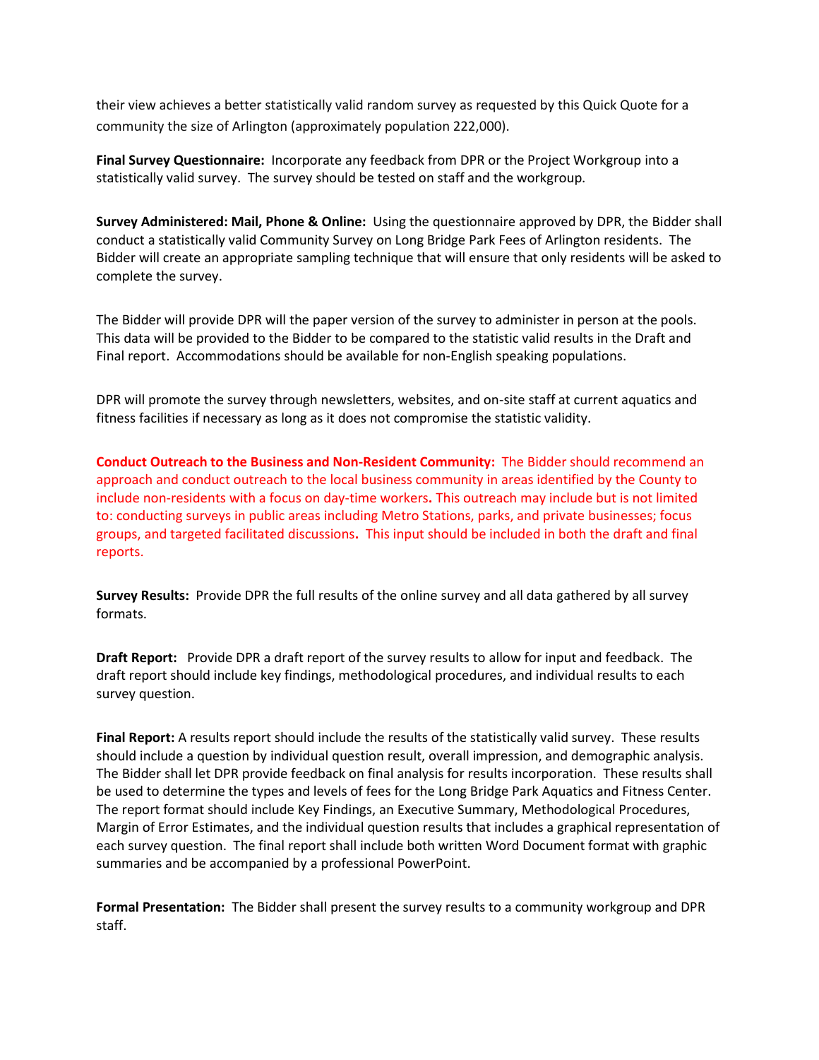their view achieves a better statistically valid random survey as requested by this Quick Quote for a community the size of Arlington (approximately population 222,000).

**Final Survey Questionnaire:** Incorporate any feedback from DPR or the Project Workgroup into a statistically valid survey. The survey should be tested on staff and the workgroup.

**Survey Administered: Mail, Phone & Online:** Using the questionnaire approved by DPR, the Bidder shall conduct a statistically valid Community Survey on Long Bridge Park Fees of Arlington residents. The Bidder will create an appropriate sampling technique that will ensure that only residents will be asked to complete the survey.

The Bidder will provide DPR will the paper version of the survey to administer in person at the pools. This data will be provided to the Bidder to be compared to the statistic valid results in the Draft and Final report. Accommodations should be available for non-English speaking populations.

DPR will promote the survey through newsletters, websites, and on-site staff at current aquatics and fitness facilities if necessary as long as it does not compromise the statistic validity.

**Conduct Outreach to the Business and Non-Resident Community:** The Bidder should recommend an approach and conduct outreach to the local business community in areas identified by the County to include non-residents with a focus on day-time workers**.** This outreach may include but is not limited to: conducting surveys in public areas including Metro Stations, parks, and private businesses; focus groups, and targeted facilitated discussions**.** This input should be included in both the draft and final reports.

**Survey Results:** Provide DPR the full results of the online survey and all data gathered by all survey formats.

**Draft Report:** Provide DPR a draft report of the survey results to allow for input and feedback. The draft report should include key findings, methodological procedures, and individual results to each survey question.

**Final Report:** A results report should include the results of the statistically valid survey. These results should include a question by individual question result, overall impression, and demographic analysis. The Bidder shall let DPR provide feedback on final analysis for results incorporation. These results shall be used to determine the types and levels of fees for the Long Bridge Park Aquatics and Fitness Center. The report format should include Key Findings, an Executive Summary, Methodological Procedures, Margin of Error Estimates, and the individual question results that includes a graphical representation of each survey question. The final report shall include both written Word Document format with graphic summaries and be accompanied by a professional PowerPoint.

**Formal Presentation:** The Bidder shall present the survey results to a community workgroup and DPR staff.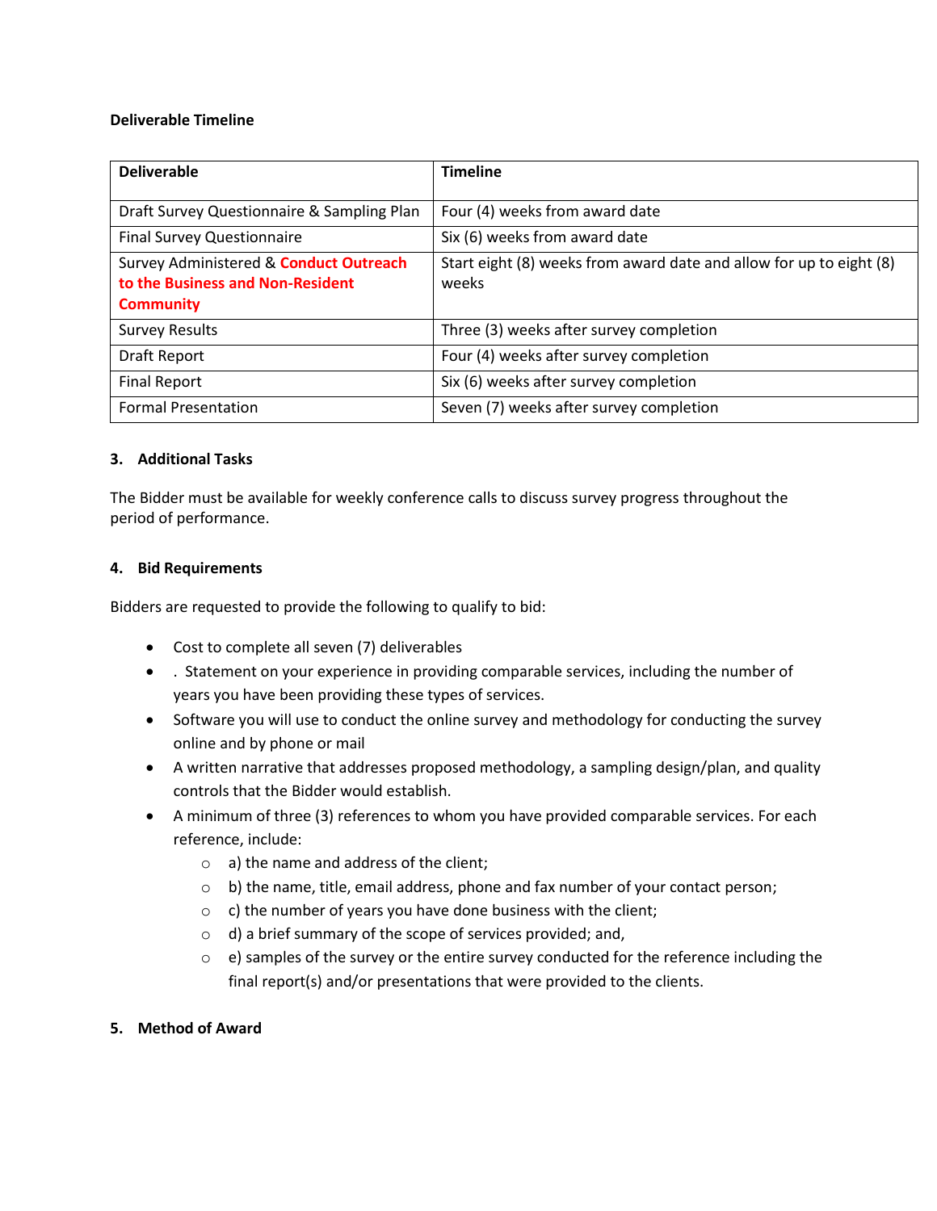**Deliverable Timeline**

| Deliverable | Timeline |
|---|---|
| Draft Survey Questionnaire & Sampling Plan | Four (4) weeks from award date |
| Final Survey Questionnaire | Six (6) weeks from award date |
| Survey Administered & **Conduct Outreach to the Business and Non-Resident Community** | Start eight (8) weeks from award date and allow for up to eight (8) weeks |
| Survey Results | Three (3) weeks after survey completion |
| Draft Report | Four (4) weeks after survey completion |
| Final Report | Six (6) weeks after survey completion |
| Formal Presentation | Seven (7) weeks after survey completion |

### 3. Additional Tasks

The Bidder must be available for weekly conference calls to discuss survey progress throughout the period of performance.

### 4. Bid Requirements

Bidders are requested to provide the following to qualify to bid:

- Cost to complete all seven (7) deliverables
- . Statement on your experience in providing comparable services, including the number of years you have been providing these types of services.
- Software you will use to conduct the online survey and methodology for conducting the survey online and by phone or mail
- A written narrative that addresses proposed methodology, a sampling design/plan, and quality controls that the Bidder would establish.
- A minimum of three (3) references to whom you have provided comparable services. For each reference, include:
  - a) the name and address of the client;
  - b) the name, title, email address, phone and fax number of your contact person;
  - c) the number of years you have done business with the client;
  - d) a brief summary of the scope of services provided; and,
  - e) samples of the survey or the entire survey conducted for the reference including the final report(s) and/or presentations that were provided to the clients.

### 5. Method of Award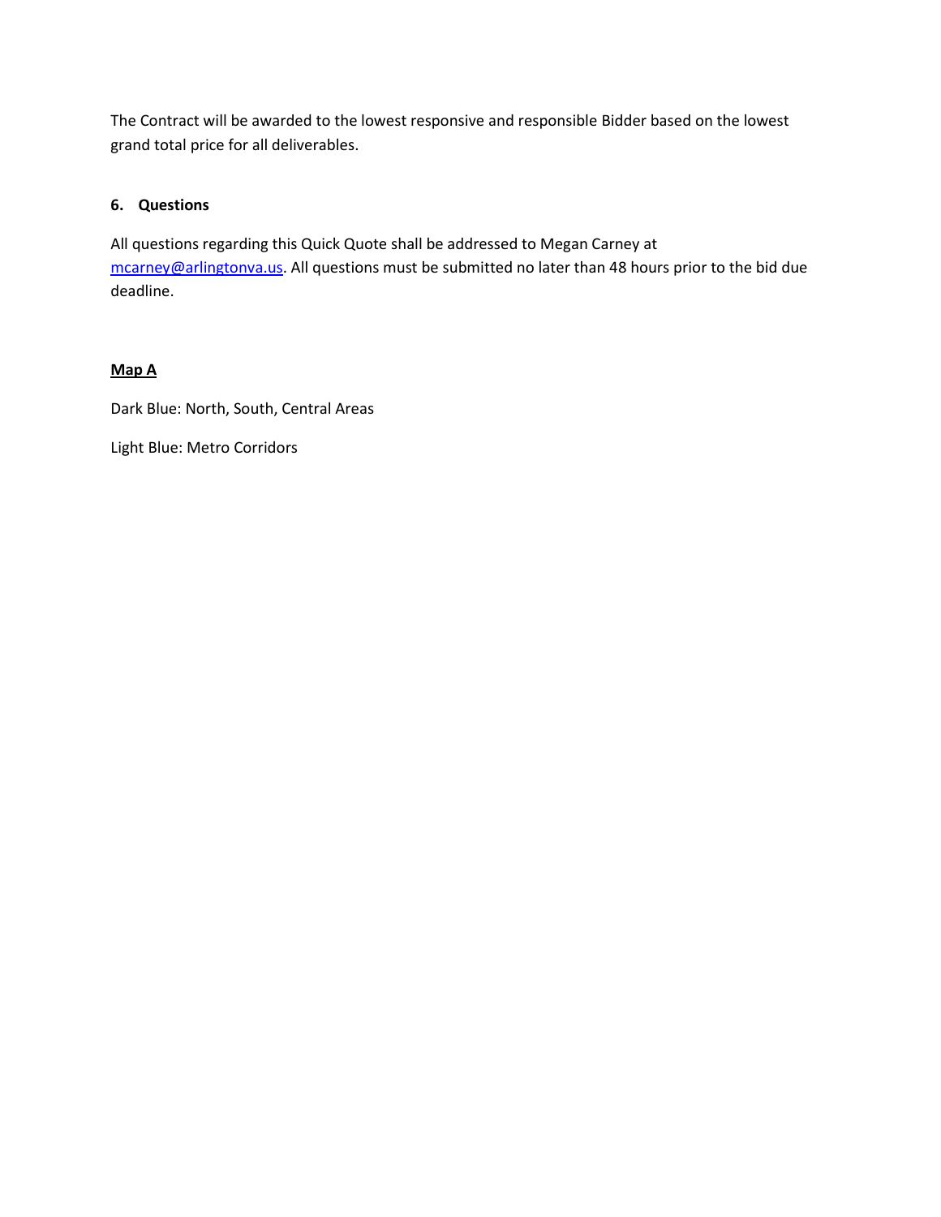The Contract will be awarded to the lowest responsive and responsible Bidder based on the lowest grand total price for all deliverables.

## 6. Questions

All questions regarding this Quick Quote shall be addressed to Megan Carney at [mcarney@arlingtonva.us](mailto:mcarney@arlingtonva.us). All questions must be submitted no later than 48 hours prior to the bid due deadline.

**Map A**

Dark Blue: North, South, Central Areas

Light Blue: Metro Corridors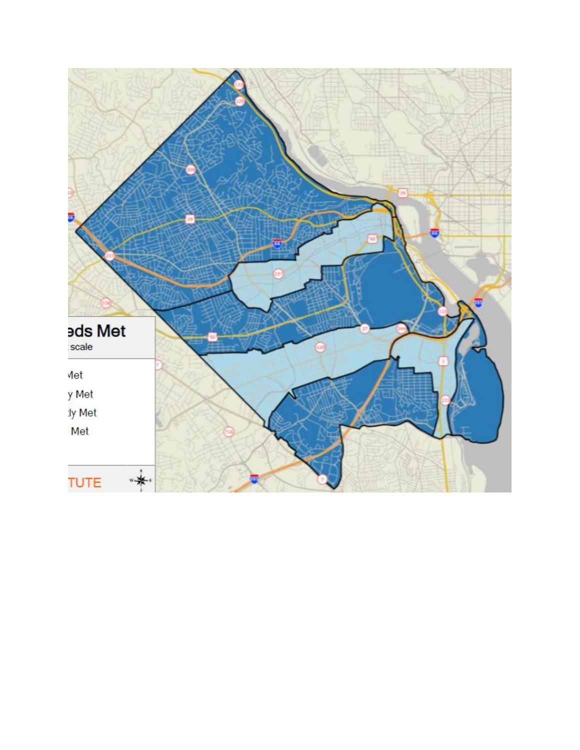eds Met
scale

Met
y Met
tly Met
Met

TUTE